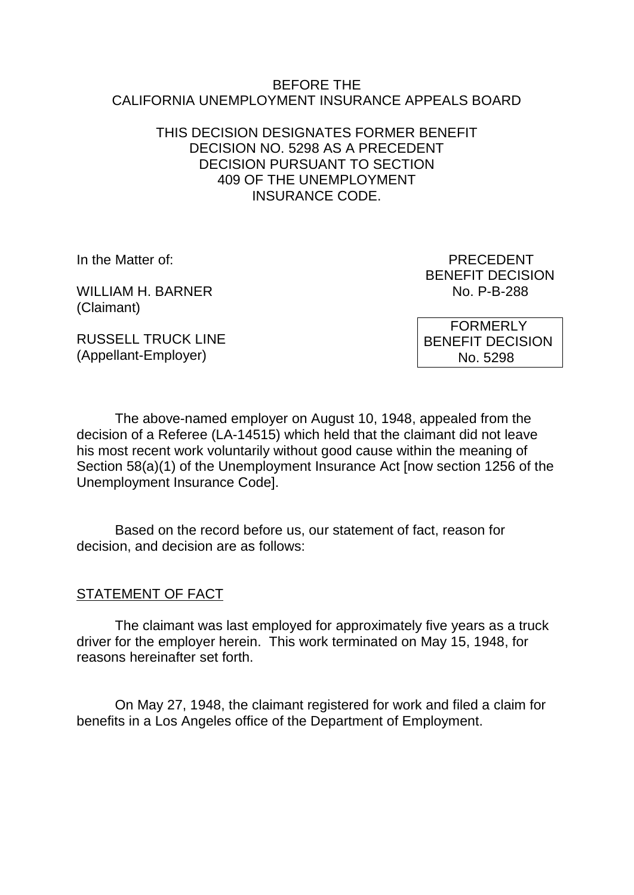BEFORE THE
CALIFORNIA UNEMPLOYMENT INSURANCE APPEALS BOARD

THIS DECISION DESIGNATES FORMER BENEFIT DECISION NO. 5298 AS A PRECEDENT DECISION PURSUANT TO SECTION 409 OF THE UNEMPLOYMENT INSURANCE CODE.

In the Matter of:

WILLIAM H. BARNER
(Claimant)

RUSSELL TRUCK LINE
(Appellant-Employer)

PRECEDENT
BENEFIT DECISION
No. P-B-288

FORMERLY
BENEFIT DECISION
No. 5298

The above-named employer on August 10, 1948, appealed from the decision of a Referee (LA-14515) which held that the claimant did not leave his most recent work voluntarily without good cause within the meaning of Section 58(a)(1) of the Unemployment Insurance Act [now section 1256 of the Unemployment Insurance Code].

Based on the record before us, our statement of fact, reason for decision, and decision are as follows:

## STATEMENT OF FACT

The claimant was last employed for approximately five years as a truck driver for the employer herein. This work terminated on May 15, 1948, for reasons hereinafter set forth.

On May 27, 1948, the claimant registered for work and filed a claim for benefits in a Los Angeles office of the Department of Employment.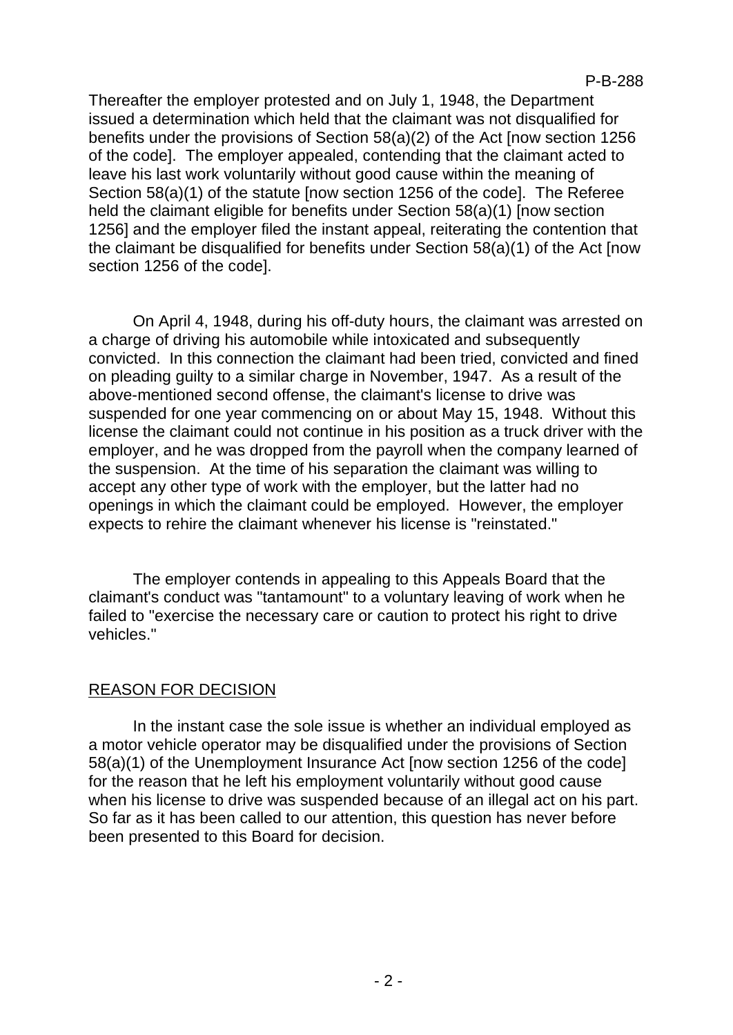Thereafter the employer protested and on July 1, 1948, the Department issued a determination which held that the claimant was not disqualified for benefits under the provisions of Section 58(a)(2) of the Act [now section 1256 of the code]. The employer appealed, contending that the claimant acted to leave his last work voluntarily without good cause within the meaning of Section 58(a)(1) of the statute [now section 1256 of the code]. The Referee held the claimant eligible for benefits under Section 58(a)(1) [now section 1256] and the employer filed the instant appeal, reiterating the contention that the claimant be disqualified for benefits under Section 58(a)(1) of the Act [now section 1256 of the code].

On April 4, 1948, during his off-duty hours, the claimant was arrested on a charge of driving his automobile while intoxicated and subsequently convicted. In this connection the claimant had been tried, convicted and fined on pleading guilty to a similar charge in November, 1947. As a result of the above-mentioned second offense, the claimant's license to drive was suspended for one year commencing on or about May 15, 1948. Without this license the claimant could not continue in his position as a truck driver with the employer, and he was dropped from the payroll when the company learned of the suspension. At the time of his separation the claimant was willing to accept any other type of work with the employer, but the latter had no openings in which the claimant could be employed. However, the employer expects to rehire the claimant whenever his license is "reinstated."

The employer contends in appealing to this Appeals Board that the claimant's conduct was "tantamount" to a voluntary leaving of work when he failed to "exercise the necessary care or caution to protect his right to drive vehicles."

## REASON FOR DECISION

In the instant case the sole issue is whether an individual employed as a motor vehicle operator may be disqualified under the provisions of Section 58(a)(1) of the Unemployment Insurance Act [now section 1256 of the code] for the reason that he left his employment voluntarily without good cause when his license to drive was suspended because of an illegal act on his part. So far as it has been called to our attention, this question has never before been presented to this Board for decision.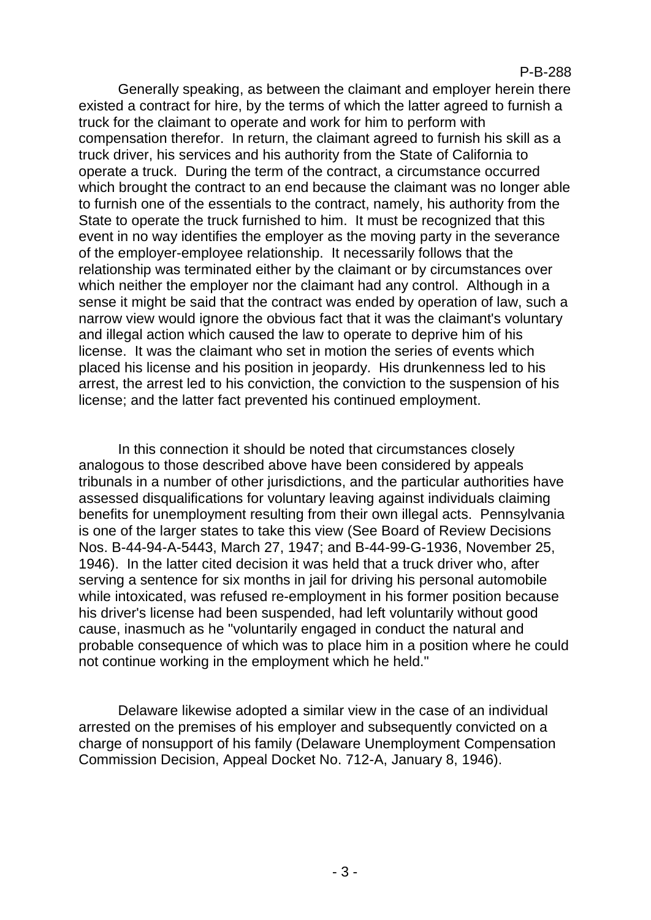Generally speaking, as between the claimant and employer herein there existed a contract for hire, by the terms of which the latter agreed to furnish a truck for the claimant to operate and work for him to perform with compensation therefor. In return, the claimant agreed to furnish his skill as a truck driver, his services and his authority from the State of California to operate a truck. During the term of the contract, a circumstance occurred which brought the contract to an end because the claimant was no longer able to furnish one of the essentials to the contract, namely, his authority from the State to operate the truck furnished to him. It must be recognized that this event in no way identifies the employer as the moving party in the severance of the employer-employee relationship. It necessarily follows that the relationship was terminated either by the claimant or by circumstances over which neither the employer nor the claimant had any control. Although in a sense it might be said that the contract was ended by operation of law, such a narrow view would ignore the obvious fact that it was the claimant's voluntary and illegal action which caused the law to operate to deprive him of his license. It was the claimant who set in motion the series of events which placed his license and his position in jeopardy. His drunkenness led to his arrest, the arrest led to his conviction, the conviction to the suspension of his license; and the latter fact prevented his continued employment.

In this connection it should be noted that circumstances closely analogous to those described above have been considered by appeals tribunals in a number of other jurisdictions, and the particular authorities have assessed disqualifications for voluntary leaving against individuals claiming benefits for unemployment resulting from their own illegal acts. Pennsylvania is one of the larger states to take this view (See Board of Review Decisions Nos. B-44-94-A-5443, March 27, 1947; and B-44-99-G-1936, November 25, 1946). In the latter cited decision it was held that a truck driver who, after serving a sentence for six months in jail for driving his personal automobile while intoxicated, was refused re-employment in his former position because his driver's license had been suspended, had left voluntarily without good cause, inasmuch as he "voluntarily engaged in conduct the natural and probable consequence of which was to place him in a position where he could not continue working in the employment which he held."

Delaware likewise adopted a similar view in the case of an individual arrested on the premises of his employer and subsequently convicted on a charge of nonsupport of his family (Delaware Unemployment Compensation Commission Decision, Appeal Docket No. 712-A, January 8, 1946).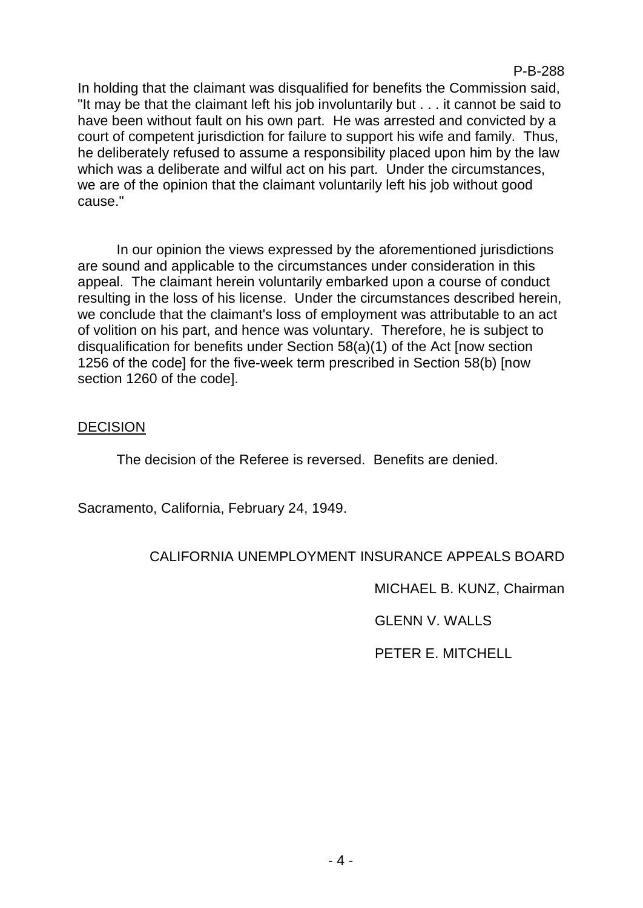In holding that the claimant was disqualified for benefits the Commission said, "It may be that the claimant left his job involuntarily but . . . it cannot be said to have been without fault on his own part. He was arrested and convicted by a court of competent jurisdiction for failure to support his wife and family. Thus, he deliberately refused to assume a responsibility placed upon him by the law which was a deliberate and wilful act on his part. Under the circumstances, we are of the opinion that the claimant voluntarily left his job without good cause."

In our opinion the views expressed by the aforementioned jurisdictions are sound and applicable to the circumstances under consideration in this appeal. The claimant herein voluntarily embarked upon a course of conduct resulting in the loss of his license. Under the circumstances described herein, we conclude that the claimant's loss of employment was attributable to an act of volition on his part, and hence was voluntary. Therefore, he is subject to disqualification for benefits under Section 58(a)(1) of the Act [now section 1256 of the code] for the five-week term prescribed in Section 58(b) [now section 1260 of the code].

## DECISION

The decision of the Referee is reversed. Benefits are denied.

Sacramento, California, February 24, 1949.

CALIFORNIA UNEMPLOYMENT INSURANCE APPEALS BOARD

MICHAEL B. KUNZ, Chairman

GLENN V. WALLS

PETER E. MITCHELL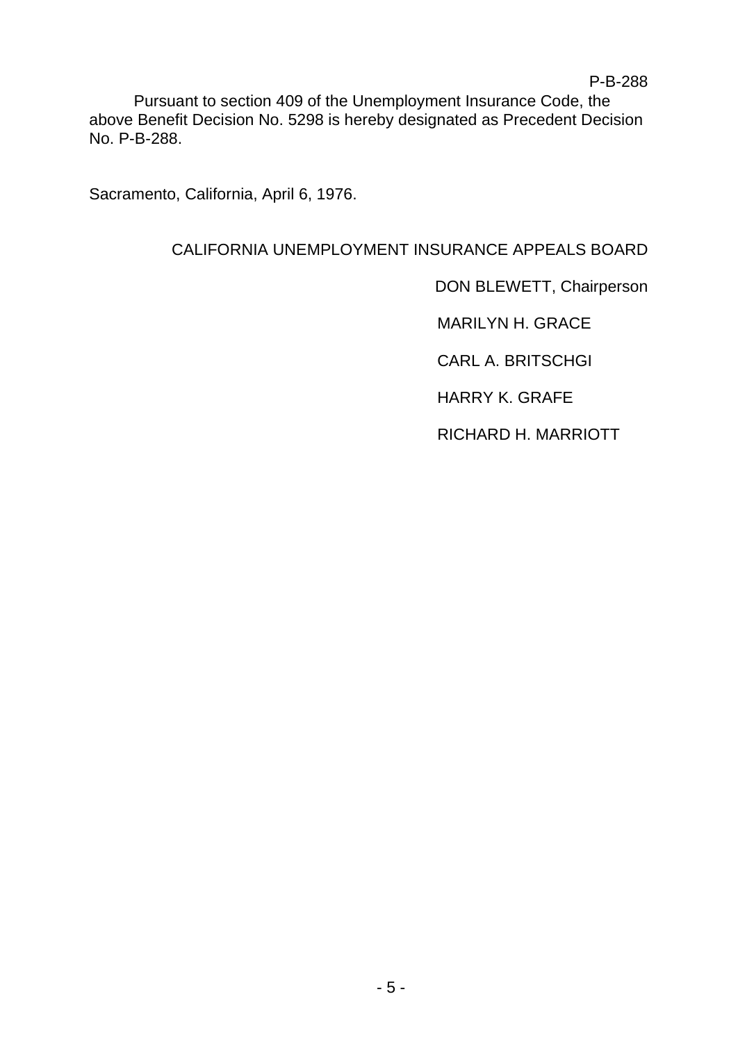Pursuant to section 409 of the Unemployment Insurance Code, the above Benefit Decision No. 5298 is hereby designated as Precedent Decision No. P-B-288.

Sacramento, California, April 6, 1976.

CALIFORNIA UNEMPLOYMENT INSURANCE APPEALS BOARD

DON BLEWETT, Chairperson

MARILYN H. GRACE

CARL A. BRITSCHGI

HARRY K. GRAFE

RICHARD H. MARRIOTT